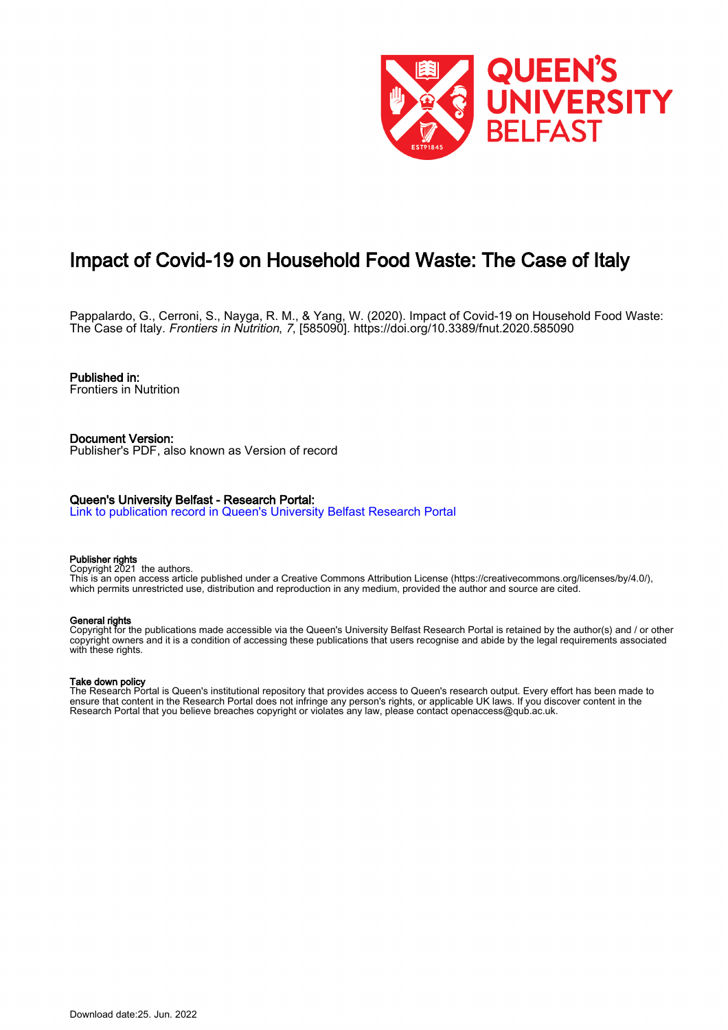# Impact of Covid-19 on Household Food Waste: The Case of Italy

Pappalardo, G., Cerroni, S., Nayga, R. M., & Yang, W. (2020). Impact of Covid-19 on Household Food Waste: The Case of Italy. *Frontiers in Nutrition*, *7*, [585090]. https://doi.org/10.3389/fnut.2020.585090

**Published in:**
Frontiers in Nutrition

**Document Version:**
Publisher's PDF, also known as Version of record

**Queen's University Belfast - Research Portal:**
Link to publication record in Queen's University Belfast Research Portal

**Publisher rights**
Copyright 2021 the authors.
This is an open access article published under a Creative Commons Attribution License (https://creativecommons.org/licenses/by/4.0/), which permits unrestricted use, distribution and reproduction in any medium, provided the author and source are cited.

**General rights**
Copyright for the publications made accessible via the Queen's University Belfast Research Portal is retained by the author(s) and / or other copyright owners and it is a condition of accessing these publications that users recognise and abide by the legal requirements associated with these rights.

**Take down policy**
The Research Portal is Queen's institutional repository that provides access to Queen's research output. Every effort has been made to ensure that content in the Research Portal does not infringe any person's rights, or applicable UK laws. If you discover content in the Research Portal that you believe breaches copyright or violates any law, please contact openaccess@qub.ac.uk.

Download date:25. Jun. 2022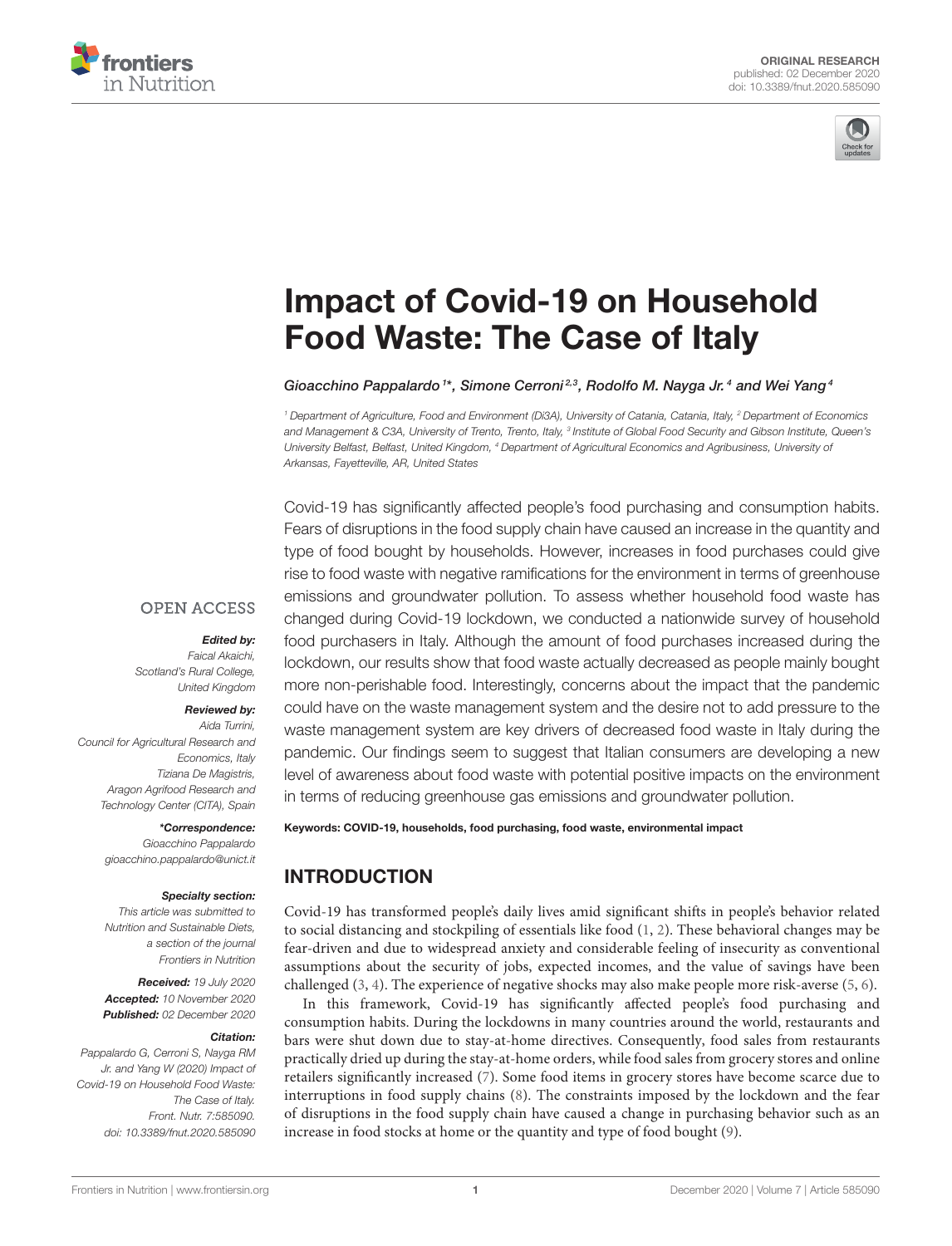# Impact of Covid-19 on Household Food Waste: The Case of Italy

Gioacchino Pappalardo[1]*, Simone Cerroni[2,3], Rodolfo M. Nayga Jr.[4] and Wei Yang[4]

[1] Department of Agriculture, Food and Environment (Di3A), University of Catania, Catania, Italy, [2] Department of Economics and Management & C3A, University of Trento, Trento, Italy, [3] Institute of Global Food Security and Gibson Institute, Queen's University Belfast, Belfast, United Kingdom, [4] Department of Agricultural Economics and Agribusiness, University of Arkansas, Fayetteville, AR, United States

Covid-19 has significantly affected people's food purchasing and consumption habits. Fears of disruptions in the food supply chain have caused an increase in the quantity and type of food bought by households. However, increases in food purchases could give rise to food waste with negative ramifications for the environment in terms of greenhouse emissions and groundwater pollution. To assess whether household food waste has changed during Covid-19 lockdown, we conducted a nationwide survey of household food purchasers in Italy. Although the amount of food purchases increased during the lockdown, our results show that food waste actually decreased as people mainly bought more non-perishable food. Interestingly, concerns about the impact that the pandemic could have on the waste management system and the desire not to add pressure to the waste management system are key drivers of decreased food waste in Italy during the pandemic. Our findings seem to suggest that Italian consumers are developing a new level of awareness about food waste with potential positive impacts on the environment in terms of reducing greenhouse gas emissions and groundwater pollution.

**Keywords: COVID-19, households, food purchasing, food waste, environmental impact**

OPEN ACCESS

***Edited by:***
*Faical Akaichi,*
*Scotland's Rural College,*
*United Kingdom*

***Reviewed by:***
*Aida Turrini,*
*Council for Agricultural Research and Economics, Italy*
*Tiziana De Magistris,*
*Aragon Agrifood Research and Technology Center (CITA), Spain*

***\*Correspondence:***
*Gioacchino Pappalardo*
*gioacchino.pappalardo@unict.it*

***Specialty section:***
*This article was submitted to Nutrition and Sustainable Diets, a section of the journal Frontiers in Nutrition*

***Received:*** *19 July 2020*
***Accepted:*** *10 November 2020*
***Published:*** *02 December 2020*

***Citation:***
*Pappalardo G, Cerroni S, Nayga RM Jr. and Yang W (2020) Impact of Covid-19 on Household Food Waste: The Case of Italy. Front. Nutr. 7:585090. doi: 10.3389/fnut.2020.585090*

## INTRODUCTION

Covid-19 has transformed people's daily lives amid significant shifts in people's behavior related to social distancing and stockpiling of essentials like food (1, 2). These behavioral changes may be fear-driven and due to widespread anxiety and considerable feeling of insecurity as conventional assumptions about the security of jobs, expected incomes, and the value of savings have been challenged (3, 4). The experience of negative shocks may also make people more risk-averse (5, 6).

In this framework, Covid-19 has significantly affected people's food purchasing and consumption habits. During the lockdowns in many countries around the world, restaurants and bars were shut down due to stay-at-home directives. Consequently, food sales from restaurants practically dried up during the stay-at-home orders, while food sales from grocery stores and online retailers significantly increased (7). Some food items in grocery stores have become scarce due to interruptions in food supply chains (8). The constraints imposed by the lockdown and the fear of disruptions in the food supply chain have caused a change in purchasing behavior such as an increase in food stocks at home or the quantity and type of food bought (9).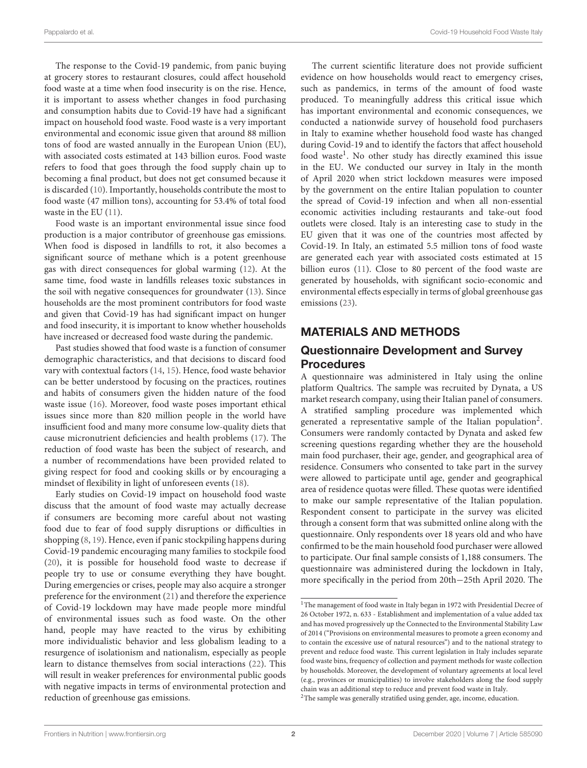The response to the Covid-19 pandemic, from panic buying at grocery stores to restaurant closures, could affect household food waste at a time when food insecurity is on the rise. Hence, it is important to assess whether changes in food purchasing and consumption habits due to Covid-19 have had a significant impact on household food waste. Food waste is a very important environmental and economic issue given that around 88 million tons of food are wasted annually in the European Union (EU), with associated costs estimated at 143 billion euros. Food waste refers to food that goes through the food supply chain up to becoming a final product, but does not get consumed because it is discarded (10). Importantly, households contribute the most to food waste (47 million tons), accounting for 53.4% of total food waste in the EU (11).

Food waste is an important environmental issue since food production is a major contributor of greenhouse gas emissions. When food is disposed in landfills to rot, it also becomes a significant source of methane which is a potent greenhouse gas with direct consequences for global warming (12). At the same time, food waste in landfills releases toxic substances in the soil with negative consequences for groundwater (13). Since households are the most prominent contributors for food waste and given that Covid-19 has had significant impact on hunger and food insecurity, it is important to know whether households have increased or decreased food waste during the pandemic.

Past studies showed that food waste is a function of consumer demographic characteristics, and that decisions to discard food vary with contextual factors (14, 15). Hence, food waste behavior can be better understood by focusing on the practices, routines and habits of consumers given the hidden nature of the food waste issue (16). Moreover, food waste poses important ethical issues since more than 820 million people in the world have insufficient food and many more consume low-quality diets that cause micronutrient deficiencies and health problems (17). The reduction of food waste has been the subject of research, and a number of recommendations have been provided related to giving respect for food and cooking skills or by encouraging a mindset of flexibility in light of unforeseen events (18).

Early studies on Covid-19 impact on household food waste discuss that the amount of food waste may actually decrease if consumers are becoming more careful about not wasting food due to fear of food supply disruptions or difficulties in shopping (8, 19). Hence, even if panic stockpiling happens during Covid-19 pandemic encouraging many families to stockpile food (20), it is possible for household food waste to decrease if people try to use or consume everything they have bought. During emergencies or crises, people may also acquire a stronger preference for the environment (21) and therefore the experience of Covid-19 lockdown may have made people more mindful of environmental issues such as food waste. On the other hand, people may have reacted to the virus by exhibiting more individualistic behavior and less globalism leading to a resurgence of isolationism and nationalism, especially as people learn to distance themselves from social interactions (22). This will result in weaker preferences for environmental public goods with negative impacts in terms of environmental protection and reduction of greenhouse gas emissions.

The current scientific literature does not provide sufficient evidence on how households would react to emergency crises, such as pandemics, in terms of the amount of food waste produced. To meaningfully address this critical issue which has important environmental and economic consequences, we conducted a nationwide survey of household food purchasers in Italy to examine whether household food waste has changed during Covid-19 and to identify the factors that affect household food waste[1]. No other study has directly examined this issue in the EU. We conducted our survey in Italy in the month of April 2020 when strict lockdown measures were imposed by the government on the entire Italian population to counter the spread of Covid-19 infection and when all non-essential economic activities including restaurants and take-out food outlets were closed. Italy is an interesting case to study in the EU given that it was one of the countries most affected by Covid-19. In Italy, an estimated 5.5 million tons of food waste are generated each year with associated costs estimated at 15 billion euros (11). Close to 80 percent of the food waste are generated by households, with significant socio-economic and environmental effects especially in terms of global greenhouse gas emissions (23).

## MATERIALS AND METHODS

### Questionnaire Development and Survey Procedures

A questionnaire was administered in Italy using the online platform Qualtrics. The sample was recruited by Dynata, a US market research company, using their Italian panel of consumers. A stratified sampling procedure was implemented which generated a representative sample of the Italian population[2]. Consumers were randomly contacted by Dynata and asked few screening questions regarding whether they are the household main food purchaser, their age, gender, and geographical area of residence. Consumers who consented to take part in the survey were allowed to participate until age, gender and geographical area of residence quotas were filled. These quotas were identified to make our sample representative of the Italian population. Respondent consent to participate in the survey was elicited through a consent form that was submitted online along with the questionnaire. Only respondents over 18 years old and who have confirmed to be the main household food purchaser were allowed to participate. Our final sample consists of 1,188 consumers. The questionnaire was administered during the lockdown in Italy, more specifically in the period from 20th−25th April 2020. The

[1]The management of food waste in Italy began in 1972 with Presidential Decree of 26 October 1972, n. 633 - Establishment and implementation of a value added tax and has moved progressively up the Connected to the Environmental Stability Law of 2014 ("Provisions on environmental measures to promote a green economy and to contain the excessive use of natural resources") and to the national strategy to prevent and reduce food waste. This current legislation in Italy includes separate food waste bins, frequency of collection and payment methods for waste collection by households. Moreover, the development of voluntary agreements at local level (e.g., provinces or municipalities) to involve stakeholders along the food supply chain was an additional step to reduce and prevent food waste in Italy.

[2]The sample was generally stratified using gender, age, income, education.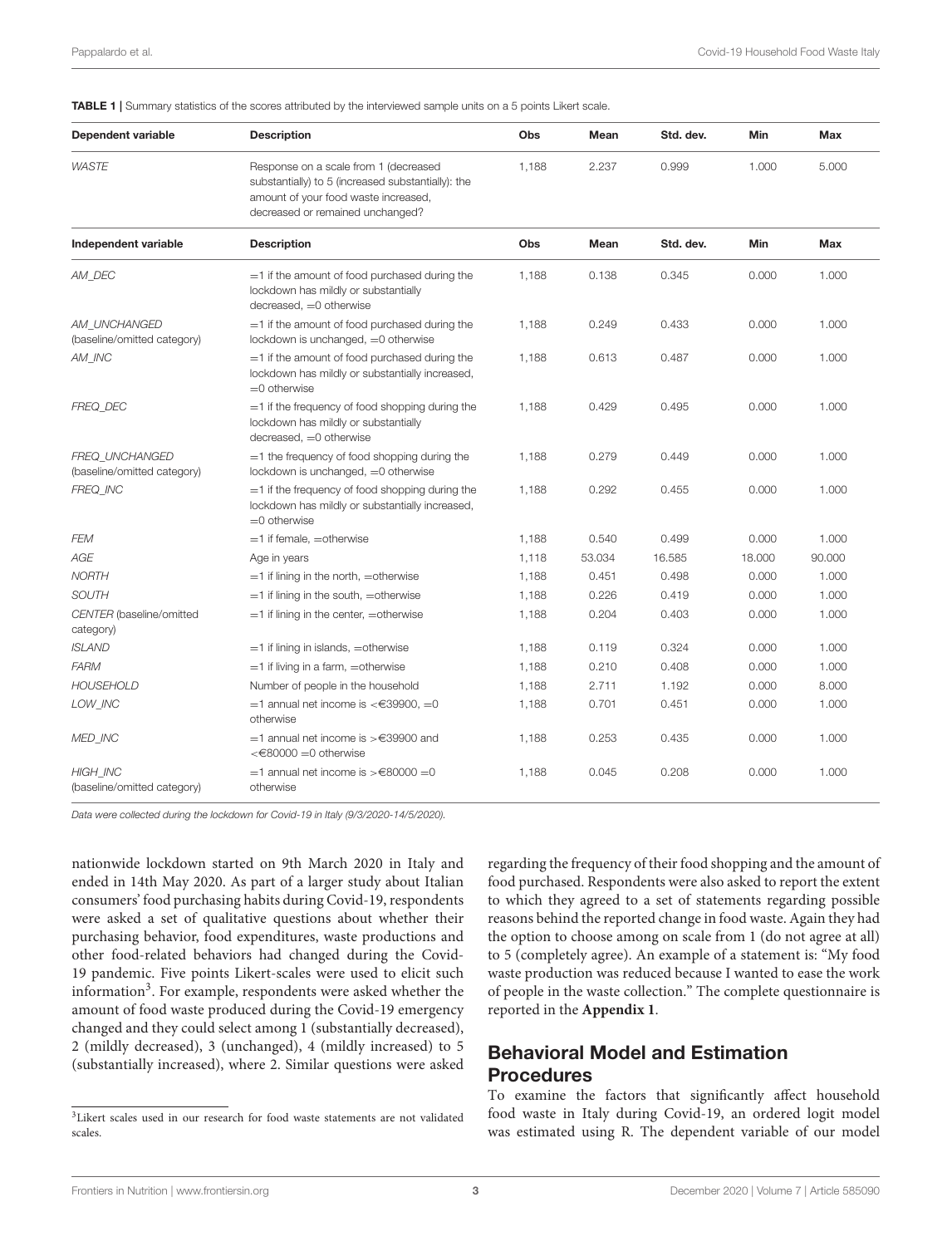**TABLE 1 |** Summary statistics of the scores attributed by the interviewed sample units on a 5 points Likert scale.

| Dependent variable | Description | Obs | Mean | Std. dev. | Min | Max |
|---|---|---|---|---|---|---|
| *WASTE* | Response on a scale from 1 (decreased substantially) to 5 (increased substantially): the amount of your food waste increased, decreased or remained unchanged? | 1,188 | 2.237 | 0.999 | 1.000 | 5.000 |
| **Independent variable** | **Description** | **Obs** | **Mean** | **Std. dev.** | **Min** | **Max** |
| *AM_DEC* | =1 if the amount of food purchased during the lockdown has mildly or substantially decreased, =0 otherwise | 1,188 | 0.138 | 0.345 | 0.000 | 1.000 |
| *AM_UNCHANGED* (baseline/omitted category) | =1 if the amount of food purchased during the lockdown is unchanged, =0 otherwise | 1,188 | 0.249 | 0.433 | 0.000 | 1.000 |
| *AM_INC* | =1 if the amount of food purchased during the lockdown has mildly or substantially increased, =0 otherwise | 1,188 | 0.613 | 0.487 | 0.000 | 1.000 |
| *FREQ_DEC* | =1 if the frequency of food shopping during the lockdown has mildly or substantially decreased, =0 otherwise | 1,188 | 0.429 | 0.495 | 0.000 | 1.000 |
| *FREQ_UNCHANGED* (baseline/omitted category) | =1 the frequency of food shopping during the lockdown is unchanged, =0 otherwise | 1,188 | 0.279 | 0.449 | 0.000 | 1.000 |
| *FREQ_INC* | =1 if the frequency of food shopping during the lockdown has mildly or substantially increased, =0 otherwise | 1,188 | 0.292 | 0.455 | 0.000 | 1.000 |
| *FEM* | =1 if female, =otherwise | 1,188 | 0.540 | 0.499 | 0.000 | 1.000 |
| *AGE* | Age in years | 1,118 | 53.034 | 16.585 | 18.000 | 90.000 |
| *NORTH* | =1 if lining in the north, =otherwise | 1,188 | 0.451 | 0.498 | 0.000 | 1.000 |
| *SOUTH* | =1 if lining in the south, =otherwise | 1,188 | 0.226 | 0.419 | 0.000 | 1.000 |
| *CENTER* (baseline/omitted category) | =1 if lining in the center, =otherwise | 1,188 | 0.204 | 0.403 | 0.000 | 1.000 |
| *ISLAND* | =1 if lining in islands, =otherwise | 1,188 | 0.119 | 0.324 | 0.000 | 1.000 |
| *FARM* | =1 if living in a farm, =otherwise | 1,188 | 0.210 | 0.408 | 0.000 | 1.000 |
| *HOUSEHOLD* | Number of people in the household | 1,188 | 2.711 | 1.192 | 0.000 | 8.000 |
| *LOW_INC* | =1 annual net income is <€39900, =0 otherwise | 1,188 | 0.701 | 0.451 | 0.000 | 1.000 |
| *MED_INC* | =1 annual net income is >€39900 and <€80000 =0 otherwise | 1,188 | 0.253 | 0.435 | 0.000 | 1.000 |
| *HIGH_INC* (baseline/omitted category) | =1 annual net income is >€80000 =0 otherwise | 1,188 | 0.045 | 0.208 | 0.000 | 1.000 |

*Data were collected during the lockdown for Covid-19 in Italy (9/3/2020-14/5/2020).*

nationwide lockdown started on 9th March 2020 in Italy and ended in 14th May 2020. As part of a larger study about Italian consumers' food purchasing habits during Covid-19, respondents were asked a set of qualitative questions about whether their purchasing behavior, food expenditures, waste productions and other food-related behaviors had changed during the Covid-19 pandemic. Five points Likert-scales were used to elicit such information[3]. For example, respondents were asked whether the amount of food waste produced during the Covid-19 emergency changed and they could select among 1 (substantially decreased), 2 (mildly decreased), 3 (unchanged), 4 (mildly increased) to 5 (substantially increased), where 2. Similar questions were asked regarding the frequency of their food shopping and the amount of food purchased. Respondents were also asked to report the extent to which they agreed to a set of statements regarding possible reasons behind the reported change in food waste. Again they had the option to choose among on scale from 1 (do not agree at all) to 5 (completely agree). An example of a statement is: "My food waste production was reduced because I wanted to ease the work of people in the waste collection." The complete questionnaire is reported in the **Appendix 1**.

## Behavioral Model and Estimation Procedures

To examine the factors that significantly affect household food waste in Italy during Covid-19, an ordered logit model was estimated using R. The dependent variable of our model

[3] Likert scales used in our research for food waste statements are not validated scales.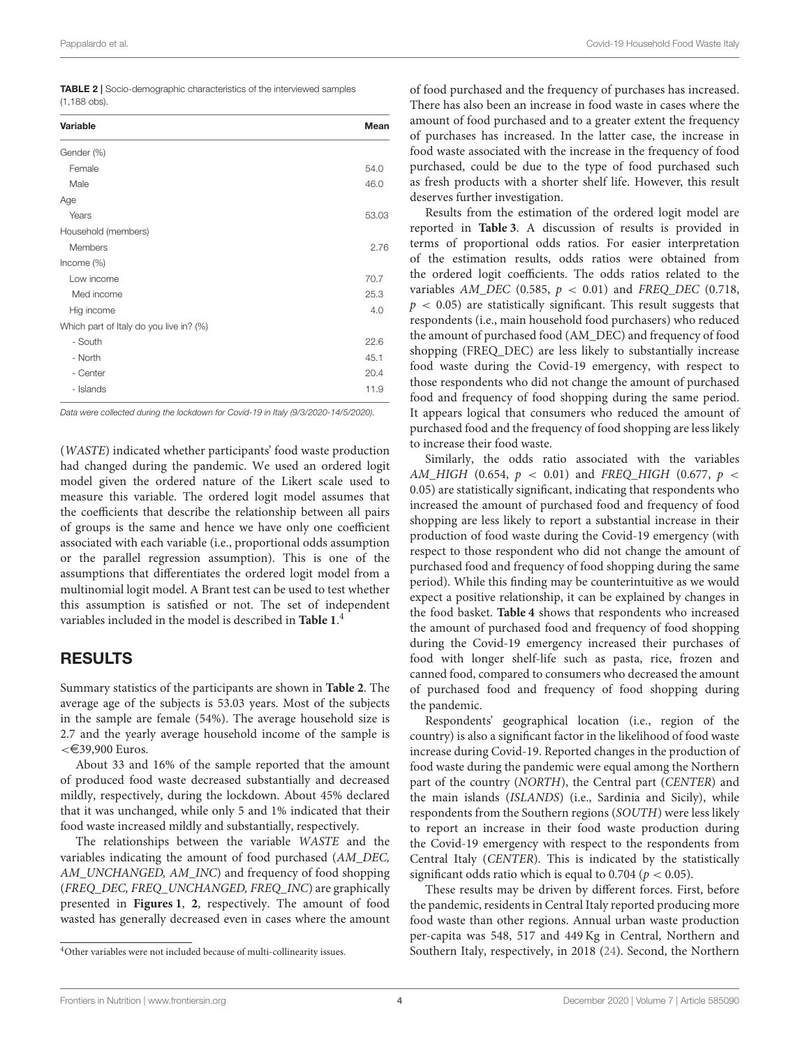**TABLE 2 |** Socio-demographic characteristics of the interviewed samples (1,188 obs).

| Variable | Mean |
|---|---|
| Gender (%) | |
| Female | 54.0 |
| Male | 46.0 |
| Age | |
| Years | 53.03 |
| Household (members) | |
| Members | 2.76 |
| Income (%) | |
| Low income | 70.7 |
| Med income | 25.3 |
| Hig income | 4.0 |
| Which part of Italy do you live in? (%) | |
| - South | 22.6 |
| - North | 45.1 |
| - Center | 20.4 |
| - Islands | 11.9 |

*Data were collected during the lockdown for Covid-19 in Italy (9/3/2020-14/5/2020).*

(*WASTE*) indicated whether participants' food waste production had changed during the pandemic. We used an ordered logit model given the ordered nature of the Likert scale used to measure this variable. The ordered logit model assumes that the coefficients that describe the relationship between all pairs of groups is the same and hence we have only one coefficient associated with each variable (i.e., proportional odds assumption or the parallel regression assumption). This is one of the assumptions that differentiates the ordered logit model from a multinomial logit model. A Brant test can be used to test whether this assumption is satisfied or not. The set of independent variables included in the model is described in **Table 1**.[4]

## RESULTS

Summary statistics of the participants are shown in **Table 2**. The average age of the subjects is 53.03 years. Most of the subjects in the sample are female (54%). The average household size is 2.7 and the yearly average household income of the sample is <€39,900 Euros.

About 33 and 16% of the sample reported that the amount of produced food waste decreased substantially and decreased mildly, respectively, during the lockdown. About 45% declared that it was unchanged, while only 5 and 1% indicated that their food waste increased mildly and substantially, respectively.

The relationships between the variable *WASTE* and the variables indicating the amount of food purchased (*AM_DEC, AM_UNCHANGED, AM_INC*) and frequency of food shopping (*FREQ_DEC, FREQ_UNCHANGED, FREQ_INC*) are graphically presented in **Figures 1**, **2**, respectively. The amount of food wasted has generally decreased even in cases where the amount of food purchased and the frequency of purchases has increased. There has also been an increase in food waste in cases where the amount of food purchased and to a greater extent the frequency of purchases has increased. In the latter case, the increase in food waste associated with the increase in the frequency of food purchased, could be due to the type of food purchased such as fresh products with a shorter shelf life. However, this result deserves further investigation.

Results from the estimation of the ordered logit model are reported in **Table 3**. A discussion of results is provided in terms of proportional odds ratios. For easier interpretation of the estimation results, odds ratios were obtained from the ordered logit coefficients. The odds ratios related to the variables *AM_DEC* (0.585, $p < 0.01$) and *FREQ_DEC* (0.718, $p < 0.05$) are statistically significant. This result suggests that respondents (i.e., main household food purchasers) who reduced the amount of purchased food (AM_DEC) and frequency of food shopping (FREQ_DEC) are less likely to substantially increase food waste during the Covid-19 emergency, with respect to those respondents who did not change the amount of purchased food and frequency of food shopping during the same period. It appears logical that consumers who reduced the amount of purchased food and the frequency of food shopping are less likely to increase their food waste.

Similarly, the odds ratio associated with the variables *AM_HIGH* (0.654, $p < 0.01$) and *FREQ_HIGH* (0.677, $p < 0.05$) are statistically significant, indicating that respondents who increased the amount of purchased food and frequency of food shopping are less likely to report a substantial increase in their production of food waste during the Covid-19 emergency (with respect to those respondent who did not change the amount of purchased food and frequency of food shopping during the same period). While this finding may be counterintuitive as we would expect a positive relationship, it can be explained by changes in the food basket. **Table 4** shows that respondents who increased the amount of purchased food and frequency of food shopping during the Covid-19 emergency increased their purchases of food with longer shelf-life such as pasta, rice, frozen and canned food, compared to consumers who decreased the amount of purchased food and frequency of food shopping during the pandemic.

Respondents' geographical location (i.e., region of the country) is also a significant factor in the likelihood of food waste increase during Covid-19. Reported changes in the production of food waste during the pandemic were equal among the Northern part of the country (*NORTH*), the Central part (*CENTER*) and the main islands (*ISLANDS*) (i.e., Sardinia and Sicily), while respondents from the Southern regions (*SOUTH*) were less likely to report an increase in their food waste production during the Covid-19 emergency with respect to the respondents from Central Italy (*CENTER*). This is indicated by the statistically significant odds ratio which is equal to 0.704 ($p < 0.05$).

These results may be driven by different forces. First, before the pandemic, residents in Central Italy reported producing more food waste than other regions. Annual urban waste production per-capita was 548, 517 and 449 Kg in Central, Northern and Southern Italy, respectively, in 2018 (24). Second, the Northern

[4]Other variables were not included because of multi-collinearity issues.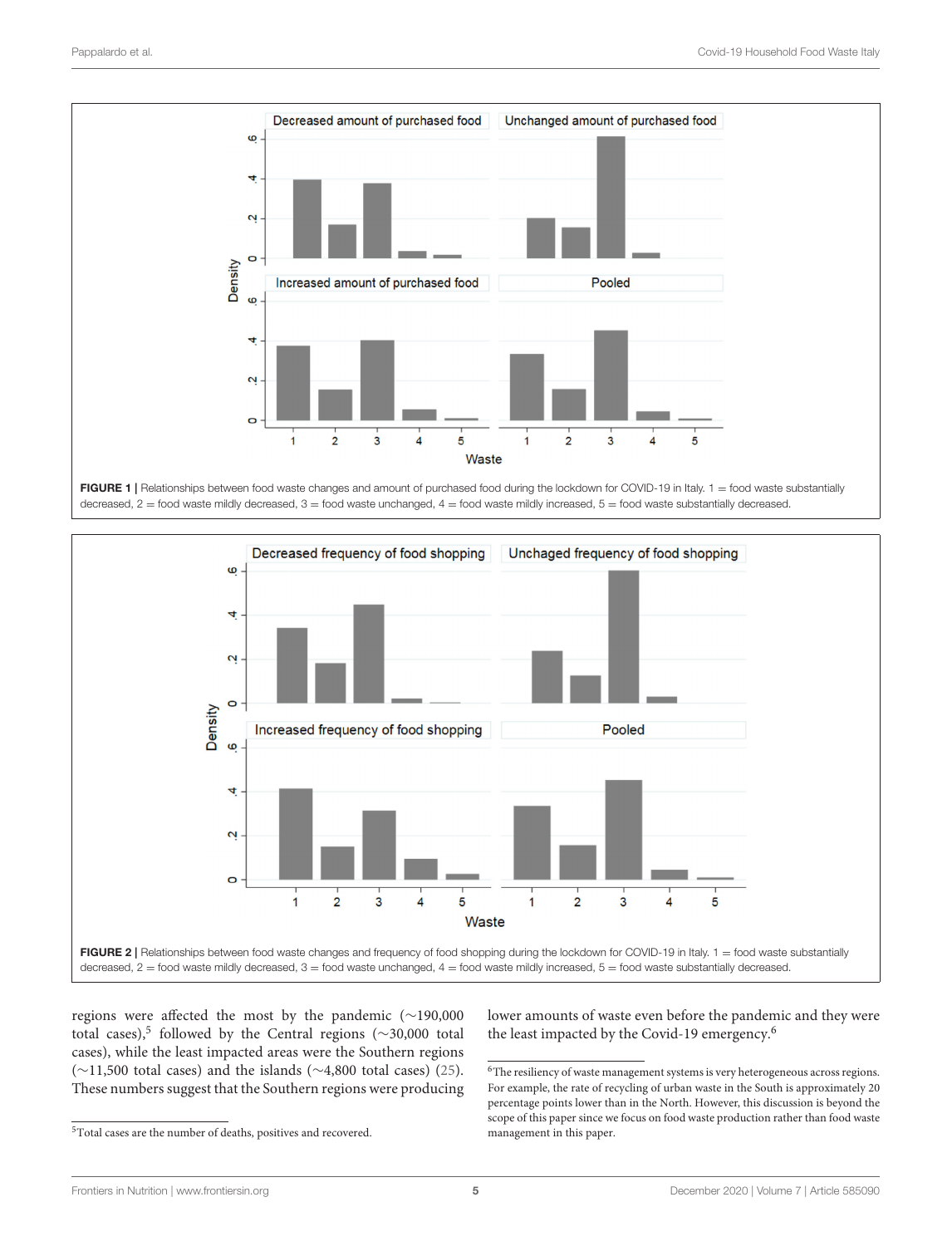FIGURE 1 | Relationships between food waste changes and amount of purchased food during the lockdown for COVID-19 in Italy. 1 = food waste substantially decreased, 2 = food waste mildly decreased, 3 = food waste unchanged, 4 = food waste mildly increased, 5 = food waste substantially decreased.

FIGURE 2 | Relationships between food waste changes and frequency of food shopping during the lockdown for COVID-19 in Italy. 1 = food waste substantially decreased, 2 = food waste mildly decreased, 3 = food waste unchanged, 4 = food waste mildly increased, 5 = food waste substantially decreased.

regions were affected the most by the pandemic (∼190,000 total cases),[5] followed by the Central regions (∼30,000 total cases), while the least impacted areas were the Southern regions (∼11,500 total cases) and the islands (∼4,800 total cases) (25). These numbers suggest that the Southern regions were producing lower amounts of waste even before the pandemic and they were the least impacted by the Covid-19 emergency.[6]

[5]Total cases are the number of deaths, positives and recovered.

[6]The resiliency of waste management systems is very heterogeneous across regions. For example, the rate of recycling of urban waste in the South is approximately 20 percentage points lower than in the North. However, this discussion is beyond the scope of this paper since we focus on food waste production rather than food waste management in this paper.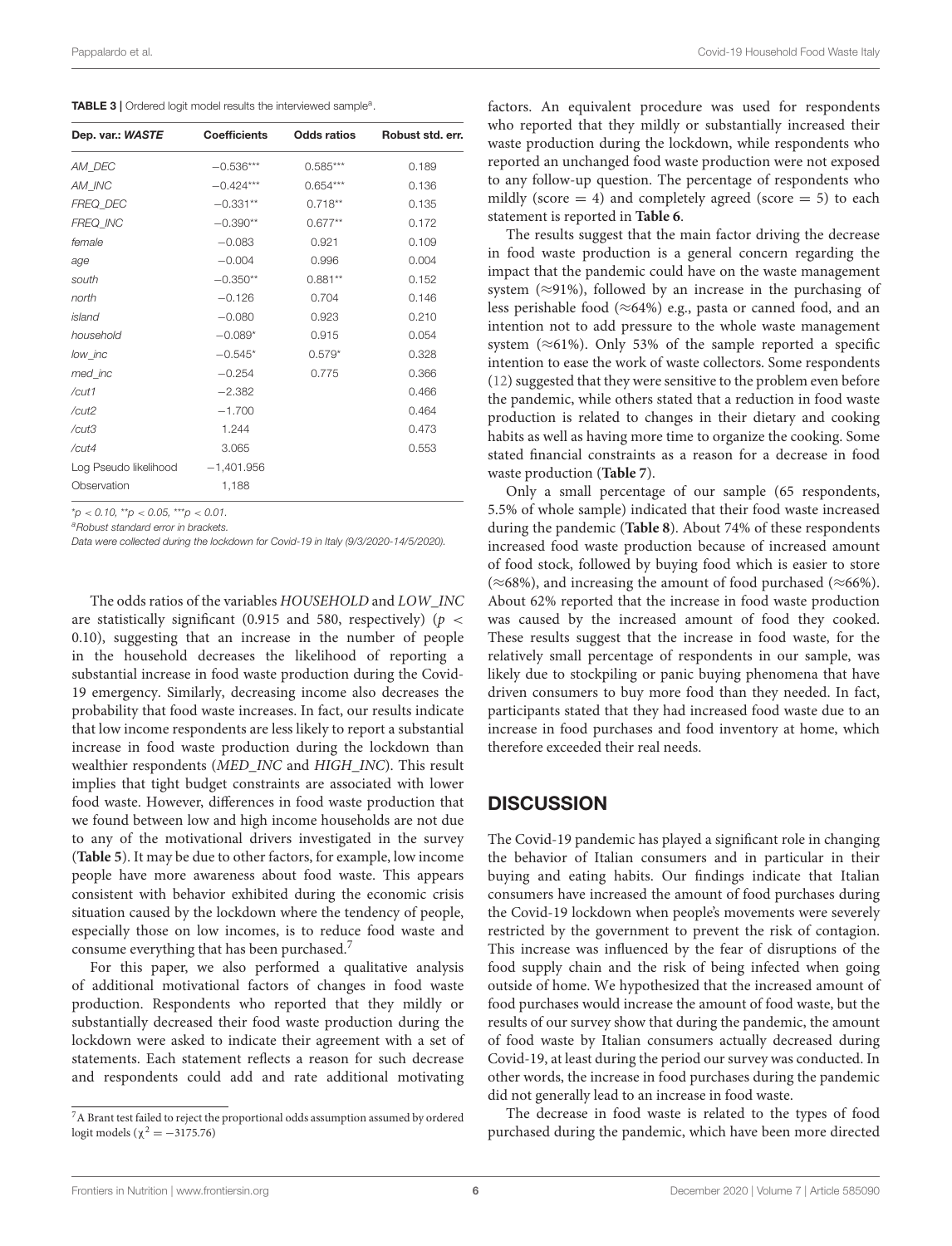**TABLE 3** | Ordered logit model results the interviewed sample[a].

| Dep. var.: *WASTE* | Coefficients | Odds ratios | Robust std. err. |
|---|---|---|---|
| *AM_DEC* | −0.536*** | 0.585*** | 0.189 |
| *AM_INC* | −0.424*** | 0.654*** | 0.136 |
| *FREQ_DEC* | −0.331** | 0.718** | 0.135 |
| *FREQ_INC* | −0.390** | 0.677** | 0.172 |
| *female* | −0.083 | 0.921 | 0.109 |
| *age* | −0.004 | 0.996 | 0.004 |
| *south* | −0.350** | 0.881** | 0.152 |
| *north* | −0.126 | 0.704 | 0.146 |
| *island* | −0.080 | 0.923 | 0.210 |
| *household* | −0.089* | 0.915 | 0.054 |
| *low_inc* | −0.545* | 0.579* | 0.328 |
| *med_inc* | −0.254 | 0.775 | 0.366 |
| */cut1* | −2.382 | | 0.466 |
| */cut2* | −1.700 | | 0.464 |
| */cut3* | 1.244 | | 0.473 |
| */cut4* | 3.065 | | 0.553 |
| Log Pseudo likelihood | −1,401.956 | | |
| Observation | 1,188 | | |

*$p < 0.10$, **$p < 0.05$, ***$p < 0.01$.

[a]Robust standard error in brackets.

Data were collected during the lockdown for Covid-19 in Italy (9/3/2020-14/5/2020).

The odds ratios of the variables *HOUSEHOLD* and *LOW_INC* are statistically significant (0.915 and 580, respectively) ($p < 0.10$), suggesting that an increase in the number of people in the household decreases the likelihood of reporting a substantial increase in food waste production during the Covid-19 emergency. Similarly, decreasing income also decreases the probability that food waste increases. In fact, our results indicate that low income respondents are less likely to report a substantial increase in food waste production during the lockdown than wealthier respondents (*MED_INC* and *HIGH_INC*). This result implies that tight budget constraints are associated with lower food waste. However, differences in food waste production that we found between low and high income households are not due to any of the motivational drivers investigated in the survey (**Table 5**). It may be due to other factors, for example, low income people have more awareness about food waste. This appears consistent with behavior exhibited during the economic crisis situation caused by the lockdown where the tendency of people, especially those on low incomes, is to reduce food waste and consume everything that has been purchased.[7]

For this paper, we also performed a qualitative analysis of additional motivational factors of changes in food waste production. Respondents who reported that they mildly or substantially decreased their food waste production during the lockdown were asked to indicate their agreement with a set of statements. Each statement reflects a reason for such decrease and respondents could add and rate additional motivating factors. An equivalent procedure was used for respondents who reported that they mildly or substantially increased their waste production during the lockdown, while respondents who reported an unchanged food waste production were not exposed to any follow-up question. The percentage of respondents who mildly (score = 4) and completely agreed (score = 5) to each statement is reported in **Table 6**.

The results suggest that the main factor driving the decrease in food waste production is a general concern regarding the impact that the pandemic could have on the waste management system (≈91%), followed by an increase in the purchasing of less perishable food (≈64%) e.g., pasta or canned food, and an intention not to add pressure to the whole waste management system (≈61%). Only 53% of the sample reported a specific intention to ease the work of waste collectors. Some respondents (12) suggested that they were sensitive to the problem even before the pandemic, while others stated that a reduction in food waste production is related to changes in their dietary and cooking habits as well as having more time to organize the cooking. Some stated financial constraints as a reason for a decrease in food waste production (**Table 7**).

Only a small percentage of our sample (65 respondents, 5.5% of whole sample) indicated that their food waste increased during the pandemic (**Table 8**). About 74% of these respondents increased food waste production because of increased amount of food stock, followed by buying food which is easier to store (≈68%), and increasing the amount of food purchased (≈66%). About 62% reported that the increase in food waste production was caused by the increased amount of food they cooked. These results suggest that the increase in food waste, for the relatively small percentage of respondents in our sample, was likely due to stockpiling or panic buying phenomena that have driven consumers to buy more food than they needed. In fact, participants stated that they had increased food waste due to an increase in food purchases and food inventory at home, which therefore exceeded their real needs.

## DISCUSSION

The Covid-19 pandemic has played a significant role in changing the behavior of Italian consumers and in particular in their buying and eating habits. Our findings indicate that Italian consumers have increased the amount of food purchases during the Covid-19 lockdown when people's movements were severely restricted by the government to prevent the risk of contagion. This increase was influenced by the fear of disruptions of the food supply chain and the risk of being infected when going outside of home. We hypothesized that the increased amount of food purchases would increase the amount of food waste, but the results of our survey show that during the pandemic, the amount of food waste by Italian consumers actually decreased during Covid-19, at least during the period our survey was conducted. In other words, the increase in food purchases during the pandemic did not generally lead to an increase in food waste.

The decrease in food waste is related to the types of food purchased during the pandemic, which have been more directed

[7]A Brant test failed to reject the proportional odds assumption assumed by ordered logit models ($\chi^2 = -3175.76$)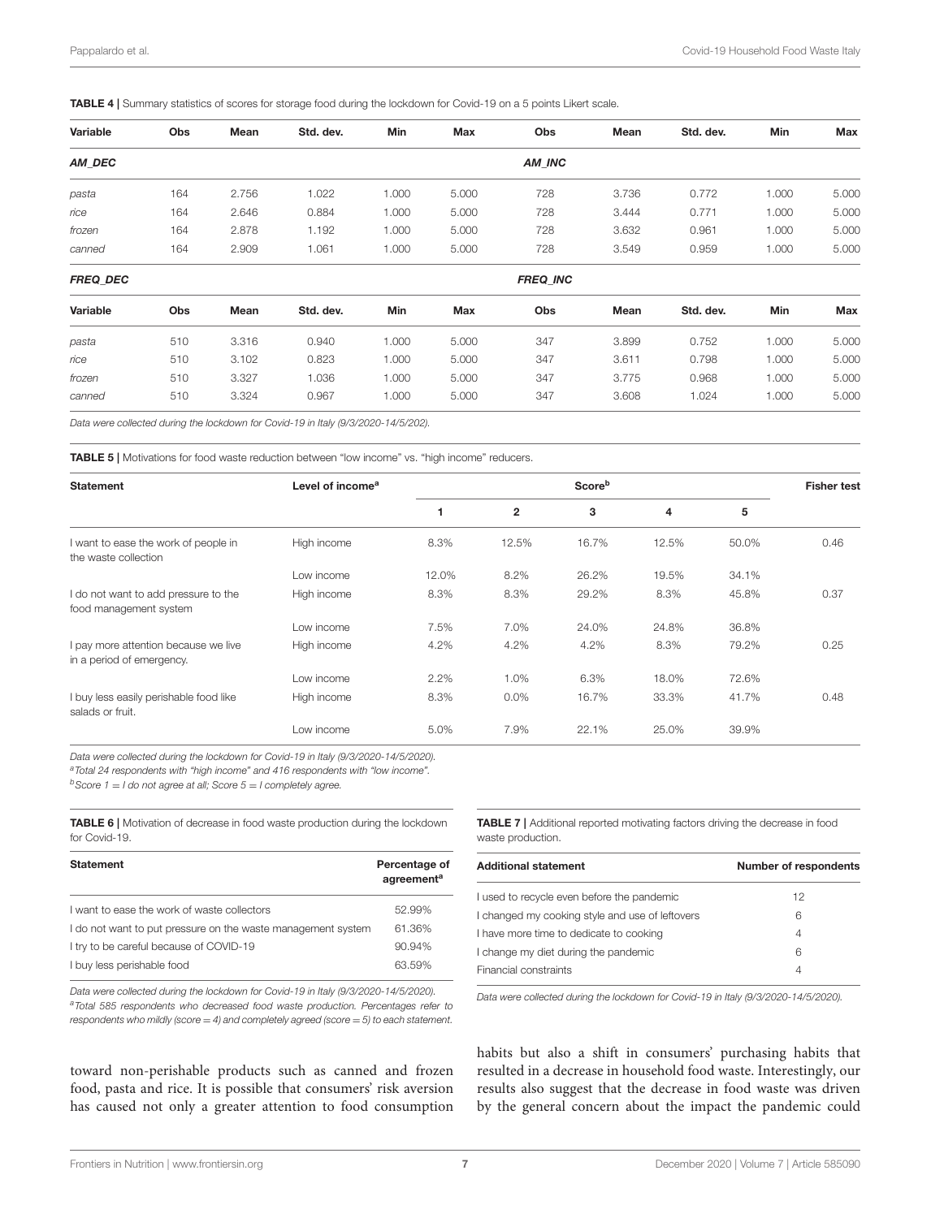**TABLE 4 |** Summary statistics of scores for storage food during the lockdown for Covid-19 on a 5 points Likert scale.

| Variable | Obs | Mean | Std. dev. | Min | Max | Obs | Mean | Std. dev. | Min | Max |
|---|---|---|---|---|---|---|---|---|---|---|
| ***AM_DEC*** | | | | | | ***AM_INC*** | | | | |
| *pasta* | 164 | 2.756 | 1.022 | 1.000 | 5.000 | 728 | 3.736 | 0.772 | 1.000 | 5.000 |
| *rice* | 164 | 2.646 | 0.884 | 1.000 | 5.000 | 728 | 3.444 | 0.771 | 1.000 | 5.000 |
| *frozen* | 164 | 2.878 | 1.192 | 1.000 | 5.000 | 728 | 3.632 | 0.961 | 1.000 | 5.000 |
| *canned* | 164 | 2.909 | 1.061 | 1.000 | 5.000 | 728 | 3.549 | 0.959 | 1.000 | 5.000 |
| ***FREQ_DEC*** | | | | | | ***FREQ_INC*** | | | | |
| **Variable** | **Obs** | **Mean** | **Std. dev.** | **Min** | **Max** | **Obs** | **Mean** | **Std. dev.** | **Min** | **Max** |
| *pasta* | 510 | 3.316 | 0.940 | 1.000 | 5.000 | 347 | 3.899 | 0.752 | 1.000 | 5.000 |
| *rice* | 510 | 3.102 | 0.823 | 1.000 | 5.000 | 347 | 3.611 | 0.798 | 1.000 | 5.000 |
| *frozen* | 510 | 3.327 | 1.036 | 1.000 | 5.000 | 347 | 3.775 | 0.968 | 1.000 | 5.000 |
| *canned* | 510 | 3.324 | 0.967 | 1.000 | 5.000 | 347 | 3.608 | 1.024 | 1.000 | 5.000 |

*Data were collected during the lockdown for Covid-19 in Italy (9/3/2020-14/5/202).*

**TABLE 5 |** Motivations for food waste reduction between "low income" vs. "high income" reducers.

| Statement | Level of income[a] | Score[b] | | | | | Fisher test |
|---|---|---|---|---|---|---|---|
| | | 1 | 2 | 3 | 4 | 5 | |
| I want to ease the work of people in the waste collection | High income | 8.3% | 12.5% | 16.7% | 12.5% | 50.0% | 0.46 |
| | Low income | 12.0% | 8.2% | 26.2% | 19.5% | 34.1% | |
| I do not want to add pressure to the food management system | High income | 8.3% | 8.3% | 29.2% | 8.3% | 45.8% | 0.37 |
| | Low income | 7.5% | 7.0% | 24.0% | 24.8% | 36.8% | |
| I pay more attention because we live in a period of emergency. | High income | 4.2% | 4.2% | 4.2% | 8.3% | 79.2% | 0.25 |
| | Low income | 2.2% | 1.0% | 6.3% | 18.0% | 72.6% | |
| I buy less easily perishable food like salads or fruit. | High income | 8.3% | 0.0% | 16.7% | 33.3% | 41.7% | 0.48 |
| | Low income | 5.0% | 7.9% | 22.1% | 25.0% | 39.9% | |

*Data were collected during the lockdown for Covid-19 in Italy (9/3/2020-14/5/2020).*
*[a]Total 24 respondents with "high income" and 416 respondents with "low income".*
*[b]Score 1 = I do not agree at all; Score 5 = I completely agree.*

**TABLE 6 |** Motivation of decrease in food waste production during the lockdown for Covid-19.

| Statement | Percentage of agreement[a] |
|---|---|
| I want to ease the work of waste collectors | 52.99% |
| I do not want to put pressure on the waste management system | 61.36% |
| I try to be careful because of COVID-19 | 90.94% |
| I buy less perishable food | 63.59% |

*Data were collected during the lockdown for Covid-19 in Italy (9/3/2020-14/5/2020).*
*[a]Total 585 respondents who decreased food waste production. Percentages refer to respondents who mildly (score = 4) and completely agreed (score = 5) to each statement.*

**TABLE 7 |** Additional reported motivating factors driving the decrease in food waste production.

| Additional statement | Number of respondents |
|---|---|
| I used to recycle even before the pandemic | 12 |
| I changed my cooking style and use of leftovers | 6 |
| I have more time to dedicate to cooking | 4 |
| I change my diet during the pandemic | 6 |
| Financial constraints | 4 |

*Data were collected during the lockdown for Covid-19 in Italy (9/3/2020-14/5/2020).*

toward non-perishable products such as canned and frozen food, pasta and rice. It is possible that consumers' risk aversion has caused not only a greater attention to food consumption habits but also a shift in consumers' purchasing habits that resulted in a decrease in household food waste. Interestingly, our results also suggest that the decrease in food waste was driven by the general concern about the impact the pandemic could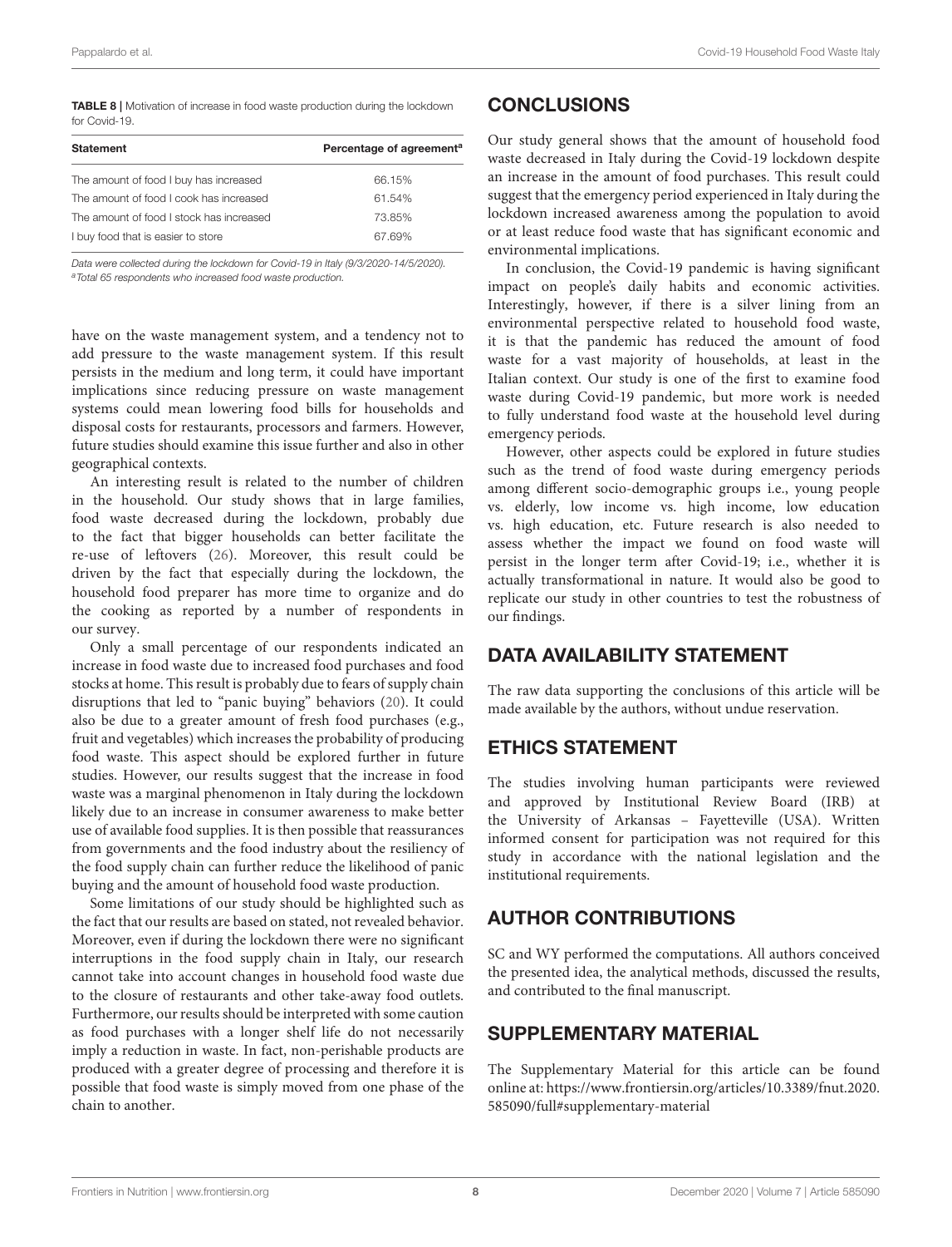**TABLE 8 |** Motivation of increase in food waste production during the lockdown for Covid-19.

| Statement | Percentage of agreement[a] |
|---|---|
| The amount of food I buy has increased | 66.15% |
| The amount of food I cook has increased | 61.54% |
| The amount of food I stock has increased | 73.85% |
| I buy food that is easier to store | 67.69% |

*Data were collected during the lockdown for Covid-19 in Italy (9/3/2020-14/5/2020).*
*[a]Total 65 respondents who increased food waste production.*

have on the waste management system, and a tendency not to add pressure to the waste management system. If this result persists in the medium and long term, it could have important implications since reducing pressure on waste management systems could mean lowering food bills for households and disposal costs for restaurants, processors and farmers. However, future studies should examine this issue further and also in other geographical contexts.

An interesting result is related to the number of children in the household. Our study shows that in large families, food waste decreased during the lockdown, probably due to the fact that bigger households can better facilitate the re-use of leftovers (26). Moreover, this result could be driven by the fact that especially during the lockdown, the household food preparer has more time to organize and do the cooking as reported by a number of respondents in our survey.

Only a small percentage of our respondents indicated an increase in food waste due to increased food purchases and food stocks at home. This result is probably due to fears of supply chain disruptions that led to "panic buying" behaviors (20). It could also be due to a greater amount of fresh food purchases (e.g., fruit and vegetables) which increases the probability of producing food waste. This aspect should be explored further in future studies. However, our results suggest that the increase in food waste was a marginal phenomenon in Italy during the lockdown likely due to an increase in consumer awareness to make better use of available food supplies. It is then possible that reassurances from governments and the food industry about the resiliency of the food supply chain can further reduce the likelihood of panic buying and the amount of household food waste production.

Some limitations of our study should be highlighted such as the fact that our results are based on stated, not revealed behavior. Moreover, even if during the lockdown there were no significant interruptions in the food supply chain in Italy, our research cannot take into account changes in household food waste due to the closure of restaurants and other take-away food outlets. Furthermore, our results should be interpreted with some caution as food purchases with a longer shelf life do not necessarily imply a reduction in waste. In fact, non-perishable products are produced with a greater degree of processing and therefore it is possible that food waste is simply moved from one phase of the chain to another.

## CONCLUSIONS

Our study general shows that the amount of household food waste decreased in Italy during the Covid-19 lockdown despite an increase in the amount of food purchases. This result could suggest that the emergency period experienced in Italy during the lockdown increased awareness among the population to avoid or at least reduce food waste that has significant economic and environmental implications.

In conclusion, the Covid-19 pandemic is having significant impact on people's daily habits and economic activities. Interestingly, however, if there is a silver lining from an environmental perspective related to household food waste, it is that the pandemic has reduced the amount of food waste for a vast majority of households, at least in the Italian context. Our study is one of the first to examine food waste during Covid-19 pandemic, but more work is needed to fully understand food waste at the household level during emergency periods.

However, other aspects could be explored in future studies such as the trend of food waste during emergency periods among different socio-demographic groups i.e., young people vs. elderly, low income vs. high income, low education vs. high education, etc. Future research is also needed to assess whether the impact we found on food waste will persist in the longer term after Covid-19; i.e., whether it is actually transformational in nature. It would also be good to replicate our study in other countries to test the robustness of our findings.

## DATA AVAILABILITY STATEMENT

The raw data supporting the conclusions of this article will be made available by the authors, without undue reservation.

## ETHICS STATEMENT

The studies involving human participants were reviewed and approved by Institutional Review Board (IRB) at the University of Arkansas – Fayetteville (USA). Written informed consent for participation was not required for this study in accordance with the national legislation and the institutional requirements.

## AUTHOR CONTRIBUTIONS

SC and WY performed the computations. All authors conceived the presented idea, the analytical methods, discussed the results, and contributed to the final manuscript.

## SUPPLEMENTARY MATERIAL

The Supplementary Material for this article can be found online at: https://www.frontiersin.org/articles/10.3389/fnut.2020.585090/full#supplementary-material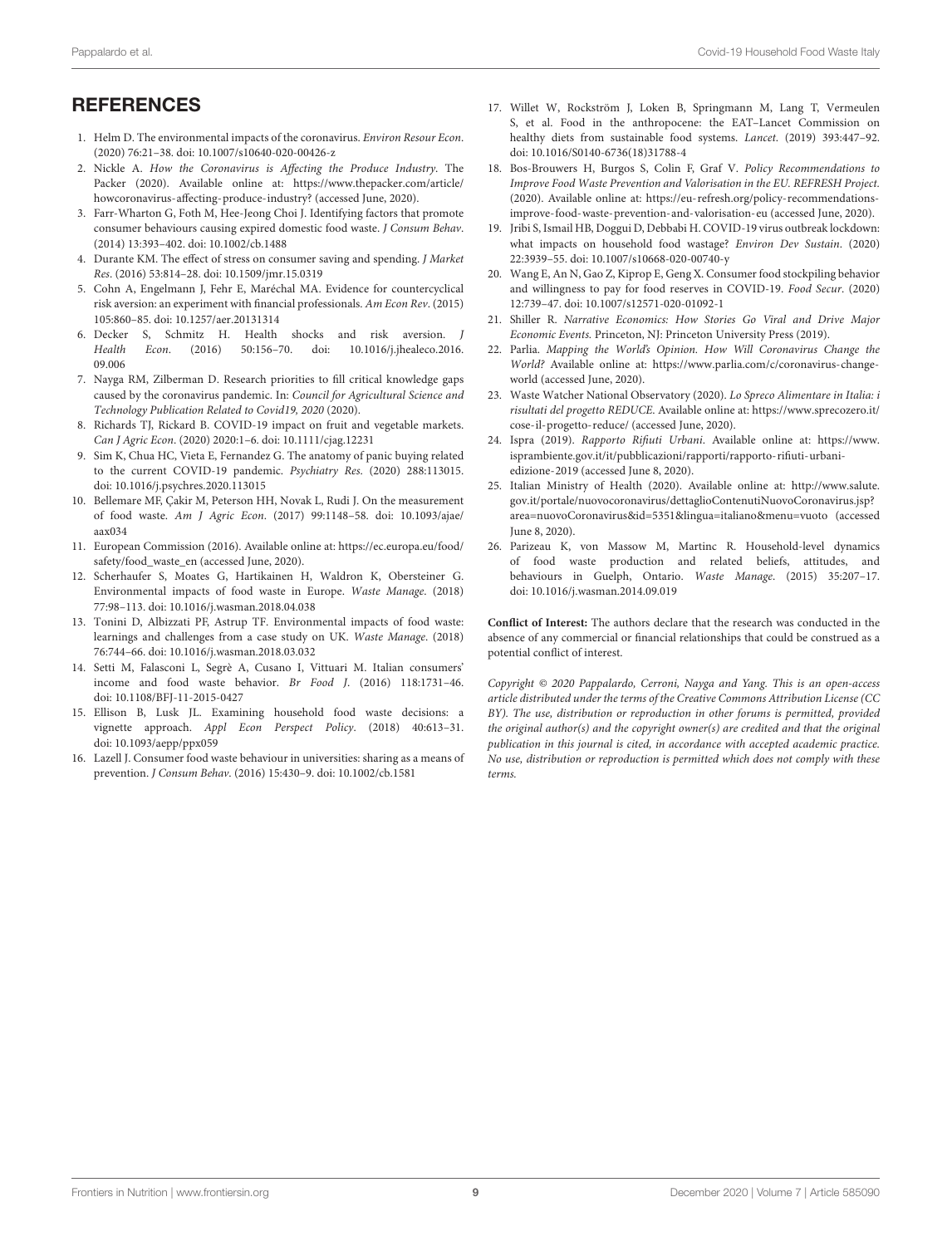## REFERENCES

1. Helm D. The environmental impacts of the coronavirus. *Environ Resour Econ*. (2020) 76:21–38. doi: 10.1007/s10640-020-00426-z
2. Nickle A. *How the Coronavirus is Affecting the Produce Industry*. The Packer (2020). Available online at: https://www.thepacker.com/article/howcoronavirus-affecting-produce-industry? (accessed June, 2020).
3. Farr-Wharton G, Foth M, Hee-Jeong Choi J. Identifying factors that promote consumer behaviours causing expired domestic food waste. *J Consum Behav*. (2014) 13:393–402. doi: 10.1002/cb.1488
4. Durante KM. The effect of stress on consumer saving and spending. *J Market Res*. (2016) 53:814–28. doi: 10.1509/jmr.15.0319
5. Cohn A, Engelmann J, Fehr E, Maréchal MA. Evidence for countercyclical risk aversion: an experiment with financial professionals. *Am Econ Rev*. (2015) 105:860–85. doi: 10.1257/aer.20131314
6. Decker S, Schmitz H. Health shocks and risk aversion. *J Health Econ*. (2016) 50:156–70. doi: 10.1016/j.jhealeco.2016.09.006
7. Nayga RM, Zilberman D. Research priorities to fill critical knowledge gaps caused by the coronavirus pandemic. In: *Council for Agricultural Science and Technology Publication Related to Covid19, 2020* (2020).
8. Richards TJ, Rickard B. COVID-19 impact on fruit and vegetable markets. *Can J Agric Econ*. (2020) 2020:1–6. doi: 10.1111/cjag.12231
9. Sim K, Chua HC, Vieta E, Fernandez G. The anatomy of panic buying related to the current COVID-19 pandemic. *Psychiatry Res*. (2020) 288:113015. doi: 10.1016/j.psychres.2020.113015
10. Bellemare MF, Çakir M, Peterson HH, Novak L, Rudi J. On the measurement of food waste. *Am J Agric Econ*. (2017) 99:1148–58. doi: 10.1093/ajae/aax034
11. European Commission (2016). Available online at: https://ec.europa.eu/food/safety/food_waste_en (accessed June, 2020).
12. Scherhaufer S, Moates G, Hartikainen H, Waldron K, Obersteiner G. Environmental impacts of food waste in Europe. *Waste Manage*. (2018) 77:98–113. doi: 10.1016/j.wasman.2018.04.038
13. Tonini D, Albizzati PF, Astrup TF. Environmental impacts of food waste: learnings and challenges from a case study on UK. *Waste Manage*. (2018) 76:744–66. doi: 10.1016/j.wasman.2018.03.032
14. Setti M, Falasconi L, Segrè A, Cusano I, Vittuari M. Italian consumers' income and food waste behavior. *Br Food J*. (2016) 118:1731–46. doi: 10.1108/BFJ-11-2015-0427
15. Ellison B, Lusk JL. Examining household food waste decisions: a vignette approach. *Appl Econ Perspect Policy*. (2018) 40:613–31. doi: 10.1093/aepp/ppx059
16. Lazell J. Consumer food waste behaviour in universities: sharing as a means of prevention. *J Consum Behav*. (2016) 15:430–9. doi: 10.1002/cb.1581
17. Willet W, Rockström J, Loken B, Springmann M, Lang T, Vermeulen S, et al. Food in the anthropocene: the EAT–Lancet Commission on healthy diets from sustainable food systems. *Lancet*. (2019) 393:447–92. doi: 10.1016/S0140-6736(18)31788-4
18. Bos-Brouwers H, Burgos S, Colin F, Graf V. *Policy Recommendations to Improve Food Waste Prevention and Valorisation in the EU. REFRESH Project*. (2020). Available online at: https://eu-refresh.org/policy-recommendations-improve-food-waste-prevention-and-valorisation-eu (accessed June, 2020).
19. Jribi S, Ismail HB, Doggui D, Debbabi H. COVID-19 virus outbreak lockdown: what impacts on household food wastage? *Environ Dev Sustain*. (2020) 22:3939–55. doi: 10.1007/s10668-020-00740-y
20. Wang E, An N, Gao Z, Kiprop E, Geng X. Consumer food stockpiling behavior and willingness to pay for food reserves in COVID-19. *Food Secur*. (2020) 12:739–47. doi: 10.1007/s12571-020-01092-1
21. Shiller R. *Narrative Economics: How Stories Go Viral and Drive Major Economic Events*. Princeton, NJ: Princeton University Press (2019).
22. Parlia. *Mapping the World's Opinion. How Will Coronavirus Change the World?* Available online at: https://www.parlia.com/c/coronavirus-change-world (accessed June, 2020).
23. Waste Watcher National Observatory (2020). *Lo Spreco Alimentare in Italia: i risultati del progetto REDUCE*. Available online at: https://www.sprecozero.it/cose-il-progetto-reduce/ (accessed June, 2020).
24. Ispra (2019). *Rapporto Rifiuti Urbani*. Available online at: https://www.isprambiente.gov.it/it/pubblicazioni/rapporti/rapporto-rifiuti-urbani-edizione-2019 (accessed June 8, 2020).
25. Italian Ministry of Health (2020). Available online at: http://www.salute.gov.it/portale/nuovocoronavirus/dettaglioContenutiNuovoCoronavirus.jsp?area=nuovoCoronavirus&id=5351&lingua=italiano&menu=vuoto (accessed June 8, 2020).
26. Parizeau K, von Massow M, Martinc R. Household-level dynamics of food waste production and related beliefs, attitudes, and behaviours in Guelph, Ontario. *Waste Manage*. (2015) 35:207–17. doi: 10.1016/j.wasman.2014.09.019

**Conflict of Interest:** The authors declare that the research was conducted in the absence of any commercial or financial relationships that could be construed as a potential conflict of interest.

*Copyright © 2020 Pappalardo, Cerroni, Nayga and Yang. This is an open-access article distributed under the terms of the Creative Commons Attribution License (CC BY). The use, distribution or reproduction in other forums is permitted, provided the original author(s) and the copyright owner(s) are credited and that the original publication in this journal is cited, in accordance with accepted academic practice. No use, distribution or reproduction is permitted which does not comply with these terms.*